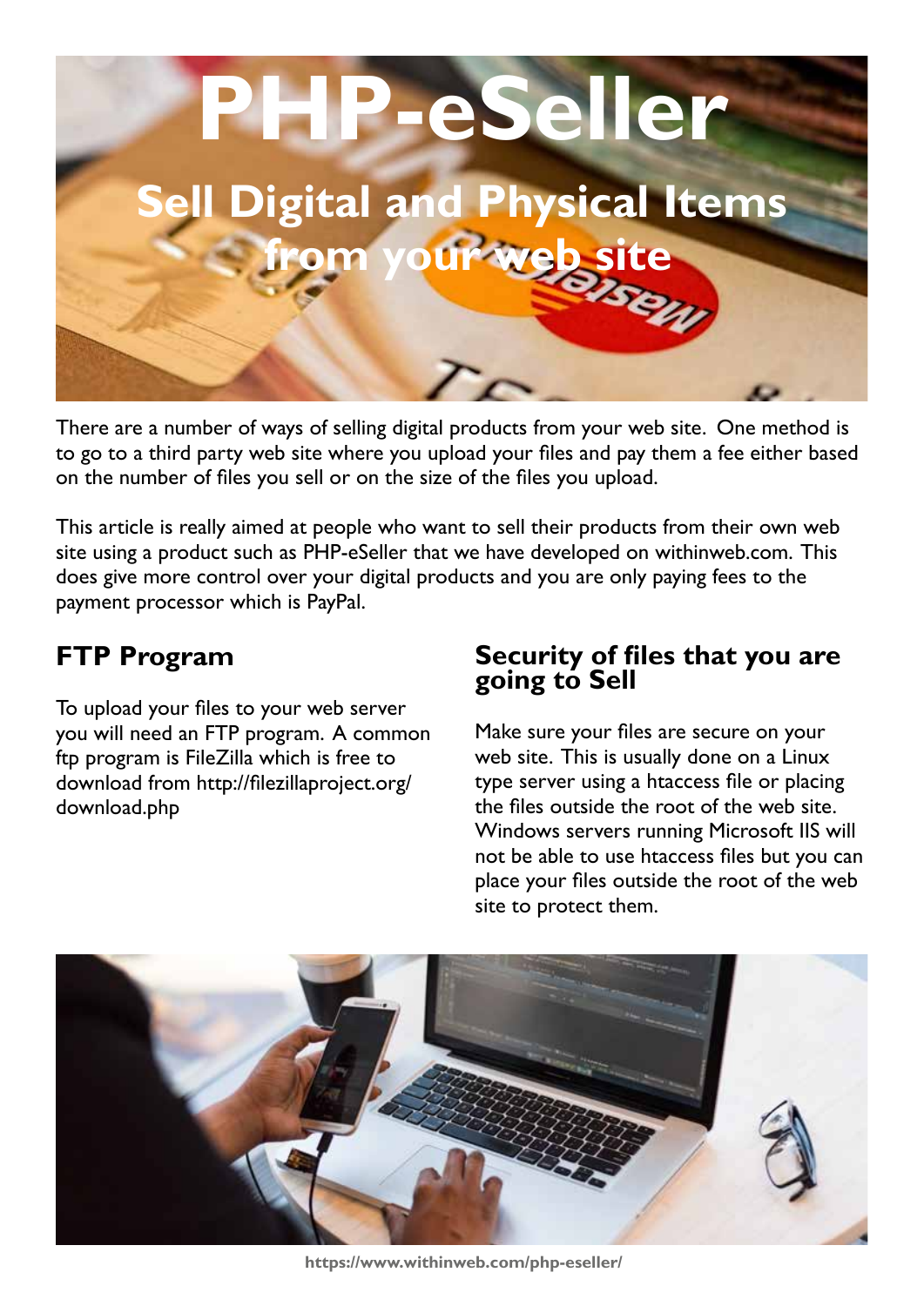# PHP-eSeller

## Sell Digital and Physical Items from your web site

There are a number of ways of selling digital products from your web site. One method is to go to a third party web site where you upload your files and pay them a fee either based on the number of files you sell or on the size of the files you upload.

This article is really aimed at people who want to sell their products from their own web site using a product such as PHP-eSeller that we have developed on withinweb.com. This does give more control over your digital products and you are only paying fees to the payment processor which is PayPal.

## FTP Program

To upload your files to your web server you will need an FTP program. A common ftp program is FileZilla which is free to download from http://filezillaproject.org/download.php

## Security of files that you are going to Sell

Make sure your files are secure on your web site. This is usually done on a Linux type server using a htaccess file or placing the files outside the root of the web site. Windows servers running Microsoft IIS will not be able to use htaccess files but you can place your files outside the root of the web site to protect them.

**https://www.withinweb.com/php-eseller/**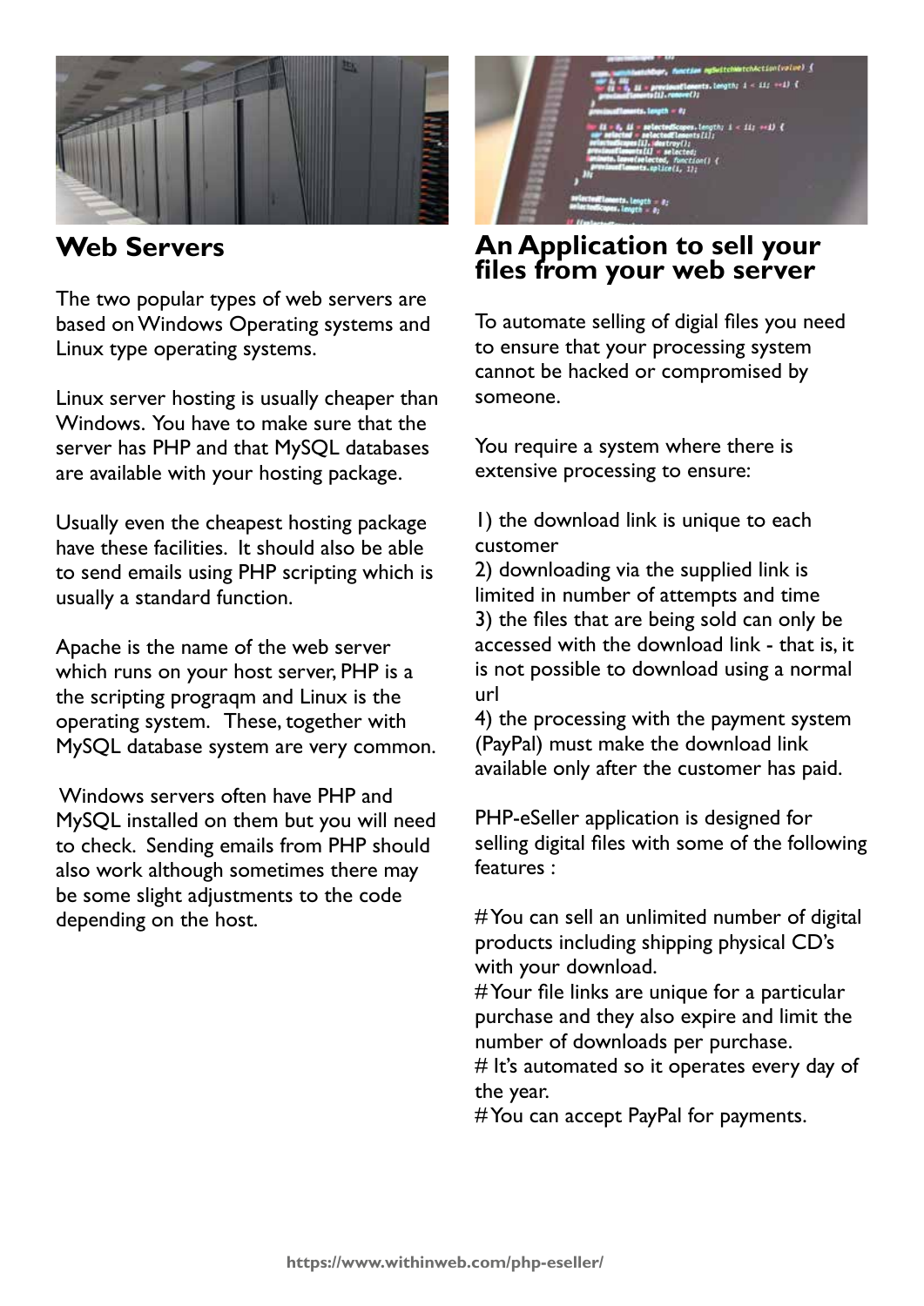## Web Servers

The two popular types of web servers are based on Windows Operating systems and Linux type operating systems.

Linux server hosting is usually cheaper than Windows. You have to make sure that the server has PHP and that MySQL databases are available with your hosting package.

Usually even the cheapest hosting package have these facilities. It should also be able to send emails using PHP scripting which is usually a standard function.

Apache is the name of the web server which runs on your host server, PHP is a the scripting prograqm and Linux is the operating system. These, together with MySQL database system are very common.

Windows servers often have PHP and MySQL installed on them but you will need to check. Sending emails from PHP should also work although sometimes there may be some slight adjustments to the code depending on the host.

## An Application to sell your files from your web server

To automate selling of digial files you need to ensure that your processing system cannot be hacked or compromised by someone.

You require a system where there is extensive processing to ensure:

1) the download link is unique to each customer
2) downloading via the supplied link is limited in number of attempts and time
3) the files that are being sold can only be accessed with the download link - that is, it is not possible to download using a normal url
4) the processing with the payment system (PayPal) must make the download link available only after the customer has paid.

PHP-eSeller application is designed for selling digital files with some of the following features :

#You can sell an unlimited number of digital products including shipping physical CD's with your download.
#Your file links are unique for a particular purchase and they also expire and limit the number of downloads per purchase.
# It's automated so it operates every day of the year.
#You can accept PayPal for payments.

https://www.withinweb.com/php-eseller/